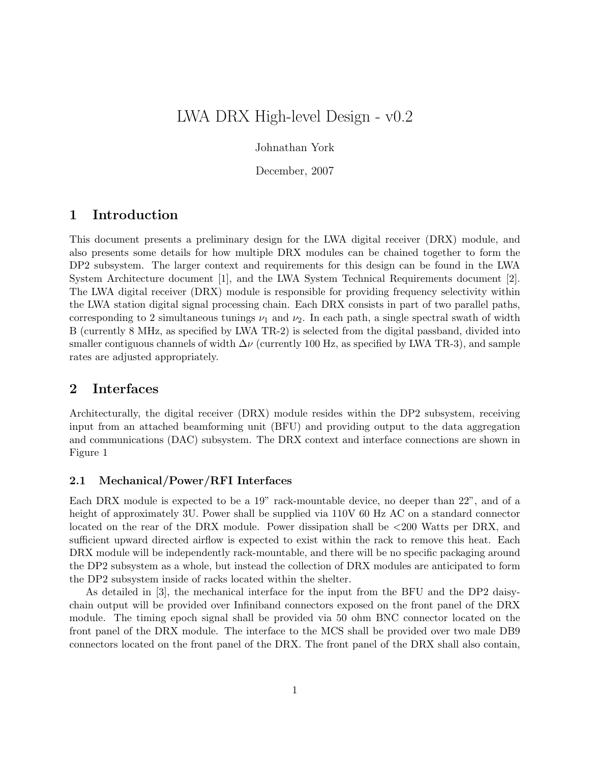# LWA DRX High-level Design - v0.2

Johnathan York

December, 2007

## 1 Introduction

This document presents a preliminary design for the LWA digital receiver (DRX) module, and also presents some details for how multiple DRX modules can be chained together to form the DP2 subsystem. The larger context and requirements for this design can be found in the LWA System Architecture document [1], and the LWA System Technical Requirements document [2]. The LWA digital receiver (DRX) module is responsible for providing frequency selectivity within the LWA station digital signal processing chain. Each DRX consists in part of two parallel paths, corresponding to 2 simultaneous tunings $\nu_1$ and $\nu_2$. In each path, a single spectral swath of width B (currently 8 MHz, as specified by LWA TR-2) is selected from the digital passband, divided into smaller contiguous channels of width $\Delta\nu$ (currently 100 Hz, as specified by LWA TR-3), and sample rates are adjusted appropriately.

## 2 Interfaces

Architecturally, the digital receiver (DRX) module resides within the DP2 subsystem, receiving input from an attached beamforming unit (BFU) and providing output to the data aggregation and communications (DAC) subsystem. The DRX context and interface connections are shown in Figure 1

### 2.1 Mechanical/Power/RFI Interfaces

Each DRX module is expected to be a 19" rack-mountable device, no deeper than 22", and of a height of approximately 3U. Power shall be supplied via 110V 60 Hz AC on a standard connector located on the rear of the DRX module. Power dissipation shall be <200 Watts per DRX, and sufficient upward directed airflow is expected to exist within the rack to remove this heat. Each DRX module will be independently rack-mountable, and there will be no specific packaging around the DP2 subsystem as a whole, but instead the collection of DRX modules are anticipated to form the DP2 subsystem inside of racks located within the shelter.

As detailed in [3], the mechanical interface for the input from the BFU and the DP2 daisy-chain output will be provided over Infiniband connectors exposed on the front panel of the DRX module. The timing epoch signal shall be provided via 50 ohm BNC connector located on the front panel of the DRX module. The interface to the MCS shall be provided over two male DB9 connectors located on the front panel of the DRX. The front panel of the DRX shall also contain,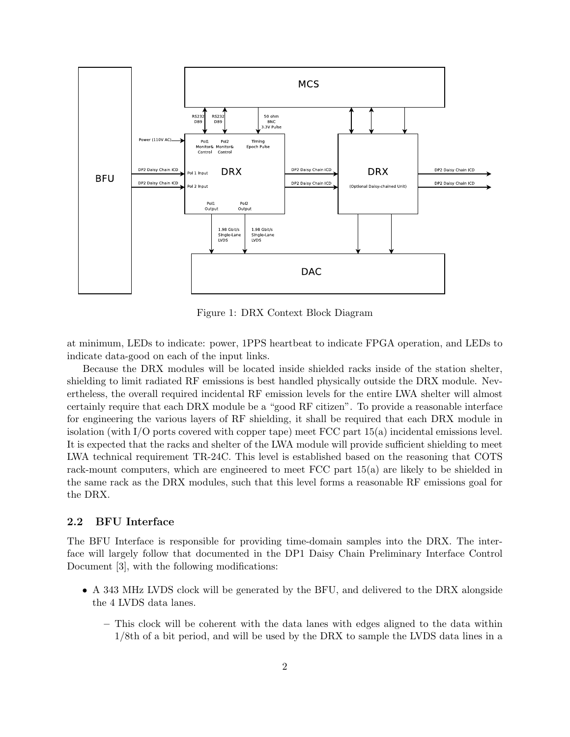Figure 1: DRX Context Block Diagram

at minimum, LEDs to indicate: power, 1PPS heartbeat to indicate FPGA operation, and LEDs to indicate data-good on each of the input links.

Because the DRX modules will be located inside shielded racks inside of the station shelter, shielding to limit radiated RF emissions is best handled physically outside the DRX module. Nevertheless, the overall required incidental RF emission levels for the entire LWA shelter will almost certainly require that each DRX module be a "good RF citizen". To provide a reasonable interface for engineering the various layers of RF shielding, it shall be required that each DRX module in isolation (with I/O ports covered with copper tape) meet FCC part 15(a) incidental emissions level. It is expected that the racks and shelter of the LWA module will provide sufficient shielding to meet LWA technical requirement TR-24C. This level is established based on the reasoning that COTS rack-mount computers, which are engineered to meet FCC part 15(a) are likely to be shielded in the same rack as the DRX modules, such that this level forms a reasonable RF emissions goal for the DRX.

### 2.2 BFU Interface

The BFU Interface is responsible for providing time-domain samples into the DRX. The interface will largely follow that documented in the DP1 Daisy Chain Preliminary Interface Control Document [3], with the following modifications:

- A 343 MHz LVDS clock will be generated by the BFU, and delivered to the DRX alongside the 4 LVDS data lanes.
  - This clock will be coherent with the data lanes with edges aligned to the data within 1/8th of a bit period, and will be used by the DRX to sample the LVDS data lines in a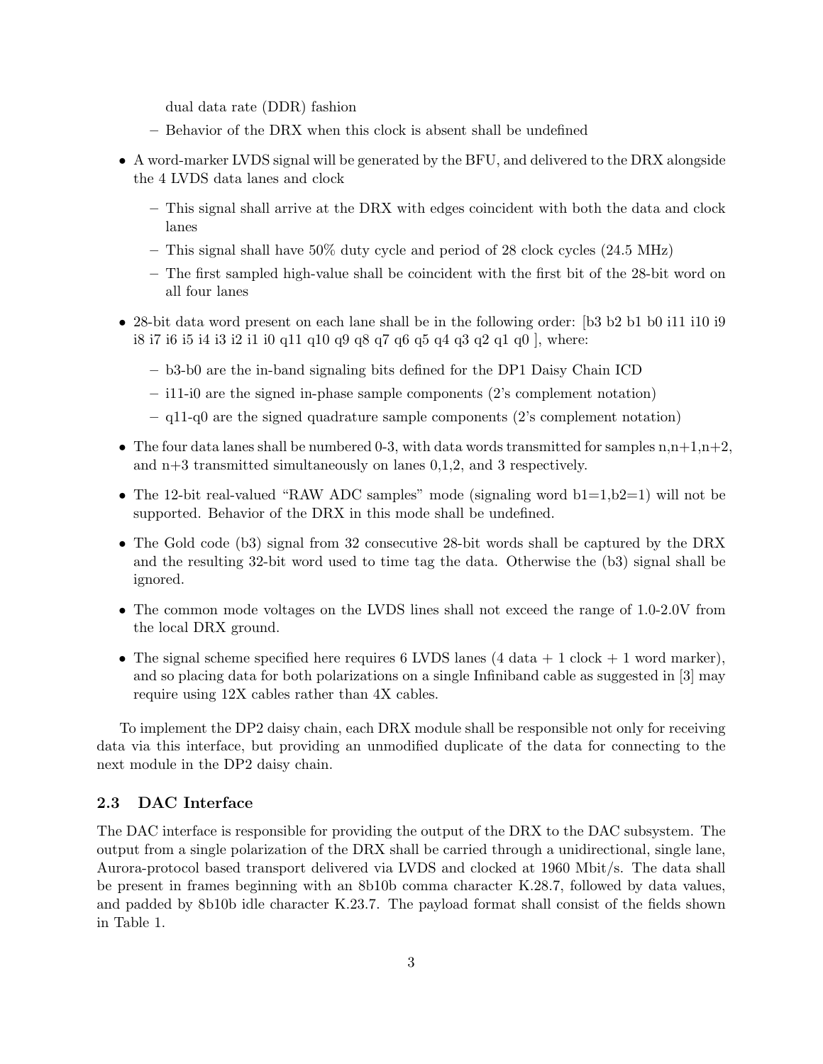dual data rate (DDR) fashion

  - Behavior of the DRX when this clock is absent shall be undefined

- A word-marker LVDS signal will be generated by the BFU, and delivered to the DRX alongside the 4 LVDS data lanes and clock
  - This signal shall arrive at the DRX with edges coincident with both the data and clock lanes
  - This signal shall have 50% duty cycle and period of 28 clock cycles (24.5 MHz)
  - The first sampled high-value shall be coincident with the first bit of the 28-bit word on all four lanes
- 28-bit data word present on each lane shall be in the following order: [b3 b2 b1 b0 i11 i10 i9 i8 i7 i6 i5 i4 i3 i2 i1 i0 q11 q10 q9 q8 q7 q6 q5 q4 q3 q2 q1 q0 ], where:
  - b3-b0 are the in-band signaling bits defined for the DP1 Daisy Chain ICD
  - i11-i0 are the signed in-phase sample components (2's complement notation)
  - q11-q0 are the signed quadrature sample components (2's complement notation)
- The four data lanes shall be numbered 0-3, with data words transmitted for samples n,n+1,n+2, and n+3 transmitted simultaneously on lanes 0,1,2, and 3 respectively.
- The 12-bit real-valued "RAW ADC samples" mode (signaling word b1=1,b2=1) will not be supported. Behavior of the DRX in this mode shall be undefined.
- The Gold code (b3) signal from 32 consecutive 28-bit words shall be captured by the DRX and the resulting 32-bit word used to time tag the data. Otherwise the (b3) signal shall be ignored.
- The common mode voltages on the LVDS lines shall not exceed the range of 1.0-2.0V from the local DRX ground.
- The signal scheme specified here requires 6 LVDS lanes (4 data + 1 clock + 1 word marker), and so placing data for both polarizations on a single Infiniband cable as suggested in [3] may require using 12X cables rather than 4X cables.

To implement the DP2 daisy chain, each DRX module shall be responsible not only for receiving data via this interface, but providing an unmodified duplicate of the data for connecting to the next module in the DP2 daisy chain.

## 2.3 DAC Interface

The DAC interface is responsible for providing the output of the DRX to the DAC subsystem. The output from a single polarization of the DRX shall be carried through a unidirectional, single lane, Aurora-protocol based transport delivered via LVDS and clocked at 1960 Mbit/s. The data shall be present in frames beginning with an 8b10b comma character K.28.7, followed by data values, and padded by 8b10b idle character K.23.7. The payload format shall consist of the fields shown in Table 1.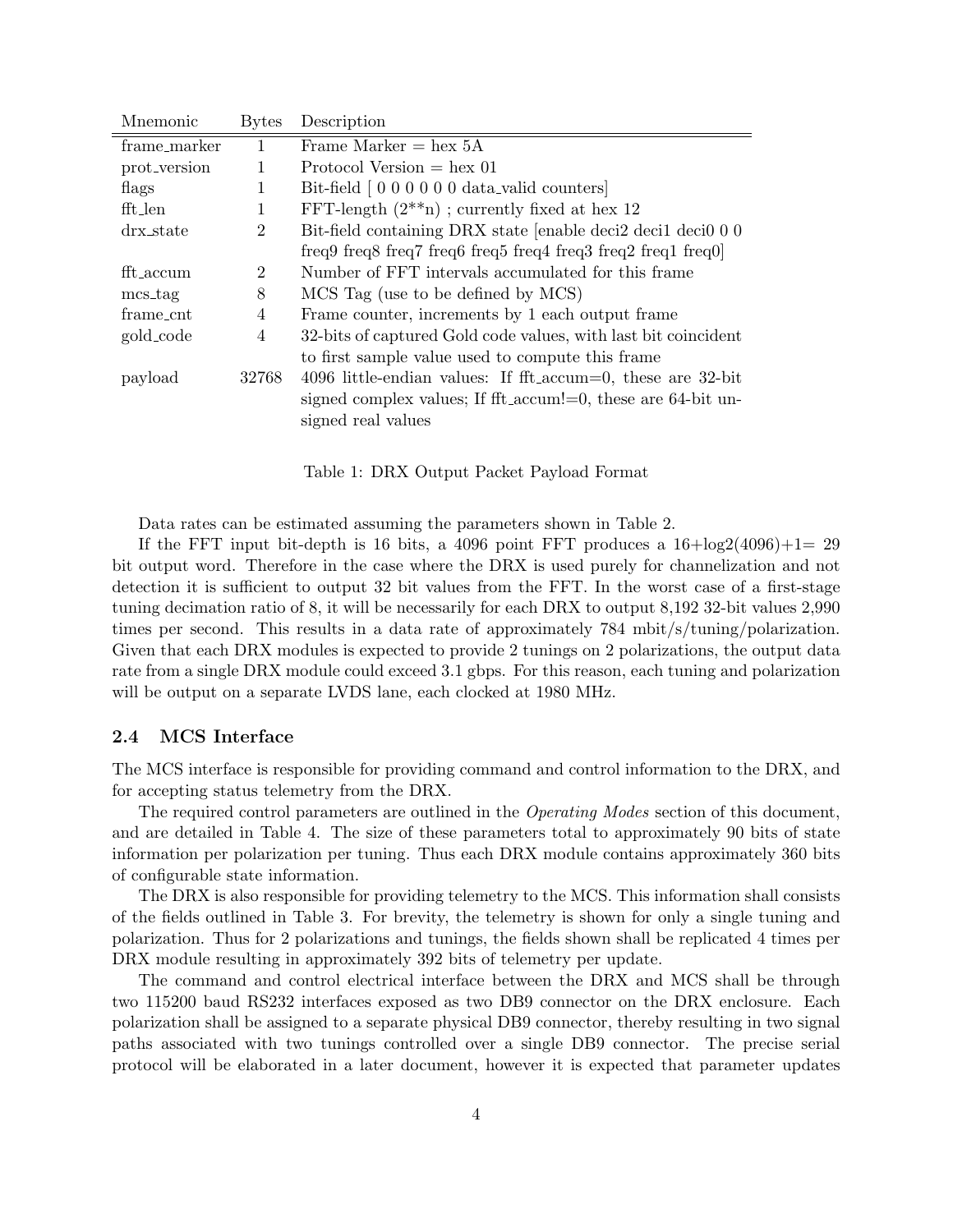| Mnemonic | Bytes | Description |
|---|---|---|
| frame_marker | 1 | Frame Marker = hex 5A |
| prot_version | 1 | Protocol Version = hex 01 |
| flags | 1 | Bit-field [ 0 0 0 0 0 0 data_valid counters] |
| fft_len | 1 | FFT-length (2**n) ; currently fixed at hex 12 |
| drx_state | 2 | Bit-field containing DRX state [enable deci2 deci1 deci0 0 0 freq9 freq8 freq7 freq6 freq5 freq4 freq3 freq2 freq1 freq0] |
| fft_accum | 2 | Number of FFT intervals accumulated for this frame |
| mcs_tag | 8 | MCS Tag (use to be defined by MCS) |
| frame_cnt | 4 | Frame counter, increments by 1 each output frame |
| gold_code | 4 | 32-bits of captured Gold code values, with last bit coincident to first sample value used to compute this frame |
| payload | 32768 | 4096 little-endian values: If fft_accum=0, these are 32-bit signed complex values; If fft_accum!=0, these are 64-bit unsigned real values |

Table 1: DRX Output Packet Payload Format

Data rates can be estimated assuming the parameters shown in Table 2.

If the FFT input bit-depth is 16 bits, a 4096 point FFT produces a 16+log2(4096)+1= 29 bit output word. Therefore in the case where the DRX is used purely for channelization and not detection it is sufficient to output 32 bit values from the FFT. In the worst case of a first-stage tuning decimation ratio of 8, it will be necessarily for each DRX to output 8,192 32-bit values 2,990 times per second. This results in a data rate of approximately 784 mbit/s/tuning/polarization. Given that each DRX modules is expected to provide 2 tunings on 2 polarizations, the output data rate from a single DRX module could exceed 3.1 gbps. For this reason, each tuning and polarization will be output on a separate LVDS lane, each clocked at 1980 MHz.

### 2.4 MCS Interface

The MCS interface is responsible for providing command and control information to the DRX, and for accepting status telemetry from the DRX.

The required control parameters are outlined in the *Operating Modes* section of this document, and are detailed in Table 4. The size of these parameters total to approximately 90 bits of state information per polarization per tuning. Thus each DRX module contains approximately 360 bits of configurable state information.

The DRX is also responsible for providing telemetry to the MCS. This information shall consists of the fields outlined in Table 3. For brevity, the telemetry is shown for only a single tuning and polarization. Thus for 2 polarizations and tunings, the fields shown shall be replicated 4 times per DRX module resulting in approximately 392 bits of telemetry per update.

The command and control electrical interface between the DRX and MCS shall be through two 115200 baud RS232 interfaces exposed as two DB9 connector on the DRX enclosure. Each polarization shall be assigned to a separate physical DB9 connector, thereby resulting in two signal paths associated with two tunings controlled over a single DB9 connector. The precise serial protocol will be elaborated in a later document, however it is expected that parameter updates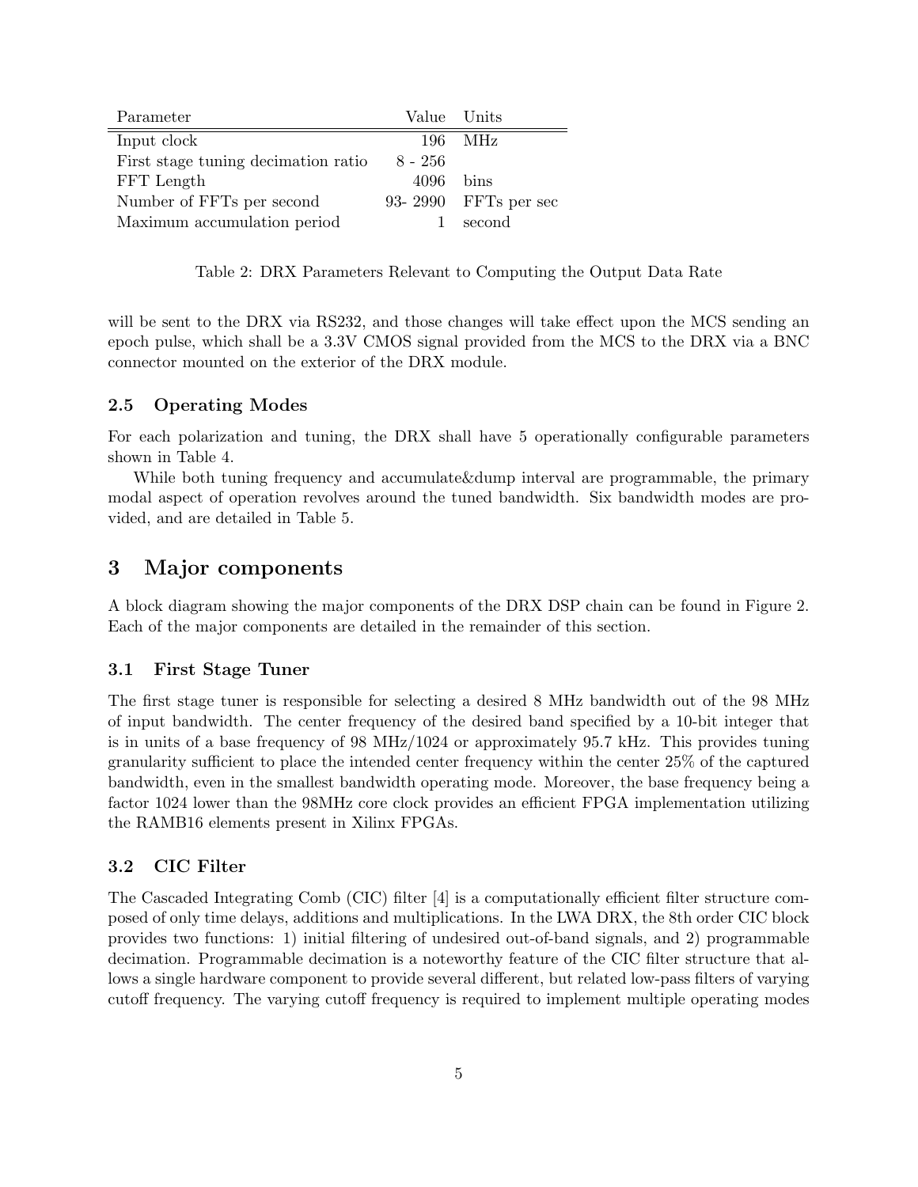| Parameter | Value | Units |
|---|---|---|
| Input clock | 196 | MHz |
| First stage tuning decimation ratio | 8 - 256 | |
| FFT Length | 4096 | bins |
| Number of FFTs per second | 93- 2990 | FFTs per sec |
| Maximum accumulation period | 1 | second |

Table 2: DRX Parameters Relevant to Computing the Output Data Rate

will be sent to the DRX via RS232, and those changes will take effect upon the MCS sending an epoch pulse, which shall be a 3.3V CMOS signal provided from the MCS to the DRX via a BNC connector mounted on the exterior of the DRX module.

### 2.5 Operating Modes

For each polarization and tuning, the DRX shall have 5 operationally configurable parameters shown in Table 4.

While both tuning frequency and accumulate&dump interval are programmable, the primary modal aspect of operation revolves around the tuned bandwidth. Six bandwidth modes are provided, and are detailed in Table 5.

## 3 Major components

A block diagram showing the major components of the DRX DSP chain can be found in Figure 2. Each of the major components are detailed in the remainder of this section.

### 3.1 First Stage Tuner

The first stage tuner is responsible for selecting a desired 8 MHz bandwidth out of the 98 MHz of input bandwidth. The center frequency of the desired band specified by a 10-bit integer that is in units of a base frequency of 98 MHz/1024 or approximately 95.7 kHz. This provides tuning granularity sufficient to place the intended center frequency within the center 25% of the captured bandwidth, even in the smallest bandwidth operating mode. Moreover, the base frequency being a factor 1024 lower than the 98MHz core clock provides an efficient FPGA implementation utilizing the RAMB16 elements present in Xilinx FPGAs.

### 3.2 CIC Filter

The Cascaded Integrating Comb (CIC) filter [4] is a computationally efficient filter structure composed of only time delays, additions and multiplications. In the LWA DRX, the 8th order CIC block provides two functions: 1) initial filtering of undesired out-of-band signals, and 2) programmable decimation. Programmable decimation is a noteworthy feature of the CIC filter structure that allows a single hardware component to provide several different, but related low-pass filters of varying cutoff frequency. The varying cutoff frequency is required to implement multiple operating modes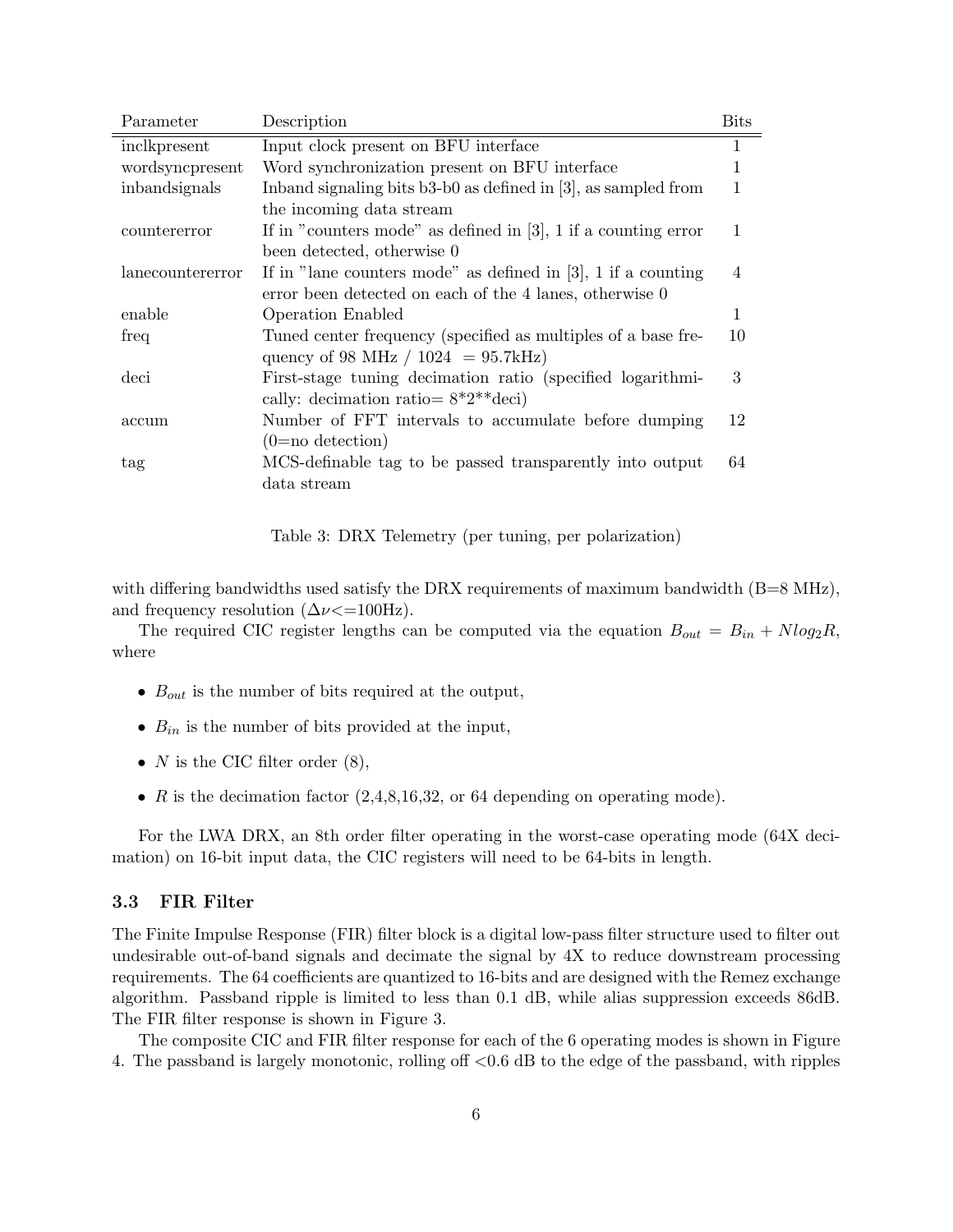| Parameter | Description | Bits |
|---|---|---|
| inclkpresent | Input clock present on BFU interface | 1 |
| wordsyncpresent | Word synchronization present on BFU interface | 1 |
| inbandsignals | Inband signaling bits b3-b0 as defined in [3], as sampled from the incoming data stream | 1 |
| countererror | If in "counters mode" as defined in [3], 1 if a counting error been detected, otherwise 0 | 1 |
| lanecountererror | If in "lane counters mode" as defined in [3], 1 if a counting error been detected on each of the 4 lanes, otherwise 0 | 4 |
| enable | Operation Enabled | 1 |
| freq | Tuned center frequency (specified as multiples of a base frequency of 98 MHz / 1024 = 95.7kHz) | 10 |
| deci | First-stage tuning decimation ratio (specified logarithmically: decimation ratio= 8*2**deci) | 3 |
| accum | Number of FFT intervals to accumulate before dumping (0=no detection) | 12 |
| tag | MCS-definable tag to be passed transparently into output data stream | 64 |

Table 3: DRX Telemetry (per tuning, per polarization)

with differing bandwidths used satisfy the DRX requirements of maximum bandwidth (B=8 MHz), and frequency resolution ($\Delta\nu$<=100Hz).

The required CIC register lengths can be computed via the equation $B_{out} = B_{in} + N log_2 R$, where

- $B_{out}$ is the number of bits required at the output,
- $B_{in}$ is the number of bits provided at the input,
- $N$ is the CIC filter order (8),
- $R$ is the decimation factor (2,4,8,16,32, or 64 depending on operating mode).

For the LWA DRX, an 8th order filter operating in the worst-case operating mode (64X decimation) on 16-bit input data, the CIC registers will need to be 64-bits in length.

### 3.3 FIR Filter

The Finite Impulse Response (FIR) filter block is a digital low-pass filter structure used to filter out undesirable out-of-band signals and decimate the signal by 4X to reduce downstream processing requirements. The 64 coefficients are quantized to 16-bits and are designed with the Remez exchange algorithm. Passband ripple is limited to less than 0.1 dB, while alias suppression exceeds 86dB. The FIR filter response is shown in Figure 3.

The composite CIC and FIR filter response for each of the 6 operating modes is shown in Figure 4. The passband is largely monotonic, rolling off <0.6 dB to the edge of the passband, with ripples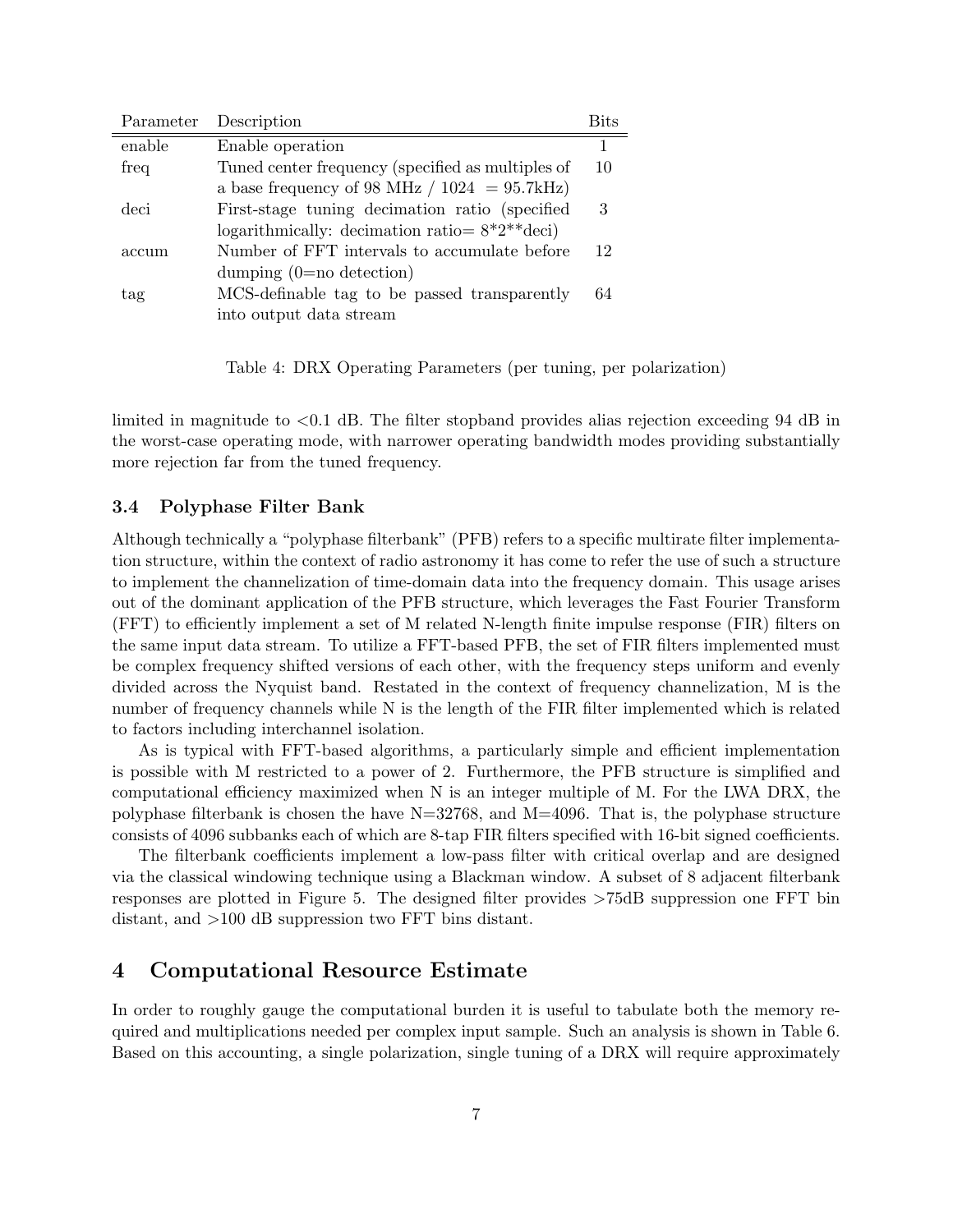| Parameter | Description | Bits |
|---|---|---|
| enable | Enable operation | 1 |
| freq | Tuned center frequency (specified as multiples of a base frequency of 98 MHz / 1024 = 95.7kHz) | 10 |
| deci | First-stage tuning decimation ratio (specified logarithmically: decimation ratio= 8*2**deci) | 3 |
| accum | Number of FFT intervals to accumulate before dumping (0=no detection) | 12 |
| tag | MCS-definable tag to be passed transparently into output data stream | 64 |

Table 4: DRX Operating Parameters (per tuning, per polarization)

limited in magnitude to <0.1 dB. The filter stopband provides alias rejection exceeding 94 dB in the worst-case operating mode, with narrower operating bandwidth modes providing substantially more rejection far from the tuned frequency.

### 3.4 Polyphase Filter Bank

Although technically a "polyphase filterbank" (PFB) refers to a specific multirate filter implementation structure, within the context of radio astronomy it has come to refer the use of such a structure to implement the channelization of time-domain data into the frequency domain. This usage arises out of the dominant application of the PFB structure, which leverages the Fast Fourier Transform (FFT) to efficiently implement a set of M related N-length finite impulse response (FIR) filters on the same input data stream. To utilize a FFT-based PFB, the set of FIR filters implemented must be complex frequency shifted versions of each other, with the frequency steps uniform and evenly divided across the Nyquist band. Restated in the context of frequency channelization, M is the number of frequency channels while N is the length of the FIR filter implemented which is related to factors including interchannel isolation.

As is typical with FFT-based algorithms, a particularly simple and efficient implementation is possible with M restricted to a power of 2. Furthermore, the PFB structure is simplified and computational efficiency maximized when N is an integer multiple of M. For the LWA DRX, the polyphase filterbank is chosen the have N=32768, and M=4096. That is, the polyphase structure consists of 4096 subbanks each of which are 8-tap FIR filters specified with 16-bit signed coefficients.

The filterbank coefficients implement a low-pass filter with critical overlap and are designed via the classical windowing technique using a Blackman window. A subset of 8 adjacent filterbank responses are plotted in Figure 5. The designed filter provides >75dB suppression one FFT bin distant, and >100 dB suppression two FFT bins distant.

## 4 Computational Resource Estimate

In order to roughly gauge the computational burden it is useful to tabulate both the memory required and multiplications needed per complex input sample. Such an analysis is shown in Table 6. Based on this accounting, a single polarization, single tuning of a DRX will require approximately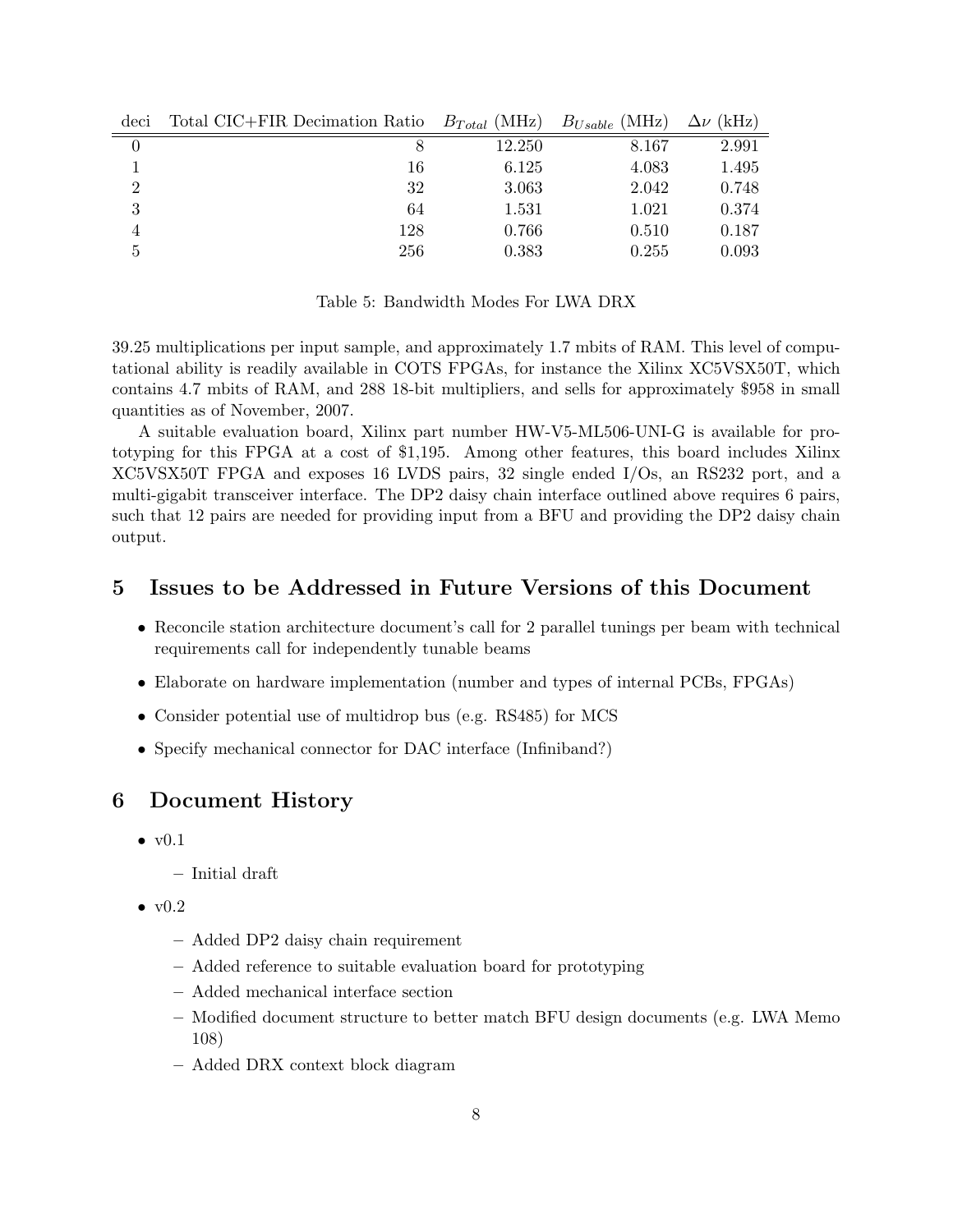| deci | Total CIC+FIR Decimation Ratio | $B_{Total}$ (MHz) | $B_{Usable}$ (MHz) | $\Delta\nu$ (kHz) |
|---|---|---|---|---|
| 0 | 8 | 12.250 | 8.167 | 2.991 |
| 1 | 16 | 6.125 | 4.083 | 1.495 |
| 2 | 32 | 3.063 | 2.042 | 0.748 |
| 3 | 64 | 1.531 | 1.021 | 0.374 |
| 4 | 128 | 0.766 | 0.510 | 0.187 |
| 5 | 256 | 0.383 | 0.255 | 0.093 |

Table 5: Bandwidth Modes For LWA DRX

39.25 multiplications per input sample, and approximately 1.7 mbits of RAM. This level of computational ability is readily available in COTS FPGAs, for instance the Xilinx XC5VSX50T, which contains 4.7 mbits of RAM, and 288 18-bit multipliers, and sells for approximately $958 in small quantities as of November, 2007.

A suitable evaluation board, Xilinx part number HW-V5-ML506-UNI-G is available for prototyping for this FPGA at a cost of $1,195. Among other features, this board includes Xilinx XC5VSX50T FPGA and exposes 16 LVDS pairs, 32 single ended I/Os, an RS232 port, and a multi-gigabit transceiver interface. The DP2 daisy chain interface outlined above requires 6 pairs, such that 12 pairs are needed for providing input from a BFU and providing the DP2 daisy chain output.

## 5 Issues to be Addressed in Future Versions of this Document

- Reconcile station architecture document's call for 2 parallel tunings per beam with technical requirements call for independently tunable beams
- Elaborate on hardware implementation (number and types of internal PCBs, FPGAs)
- Consider potential use of multidrop bus (e.g. RS485) for MCS
- Specify mechanical connector for DAC interface (Infiniband?)

## 6 Document History

- v0.1
  - Initial draft
- v0.2
  - Added DP2 daisy chain requirement
  - Added reference to suitable evaluation board for prototyping
  - Added mechanical interface section
  - Modified document structure to better match BFU design documents (e.g. LWA Memo 108)
  - Added DRX context block diagram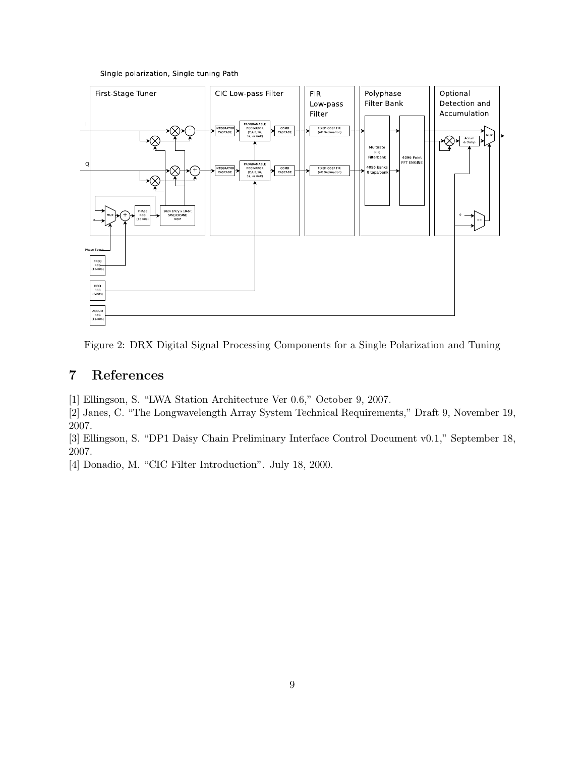Figure 2: DRX Digital Signal Processing Components for a Single Polarization and Tuning

## 7 References

[1] Ellingson, S. "LWA Station Architecture Ver 0.6," October 9, 2007.

[2] Janes, C. "The Longwavelength Array System Technical Requirements," Draft 9, November 19, 2007.

[3] Ellingson, S. "DP1 Daisy Chain Preliminary Interface Control Document v0.1," September 18, 2007.

[4] Donadio, M. "CIC Filter Introduction". July 18, 2000.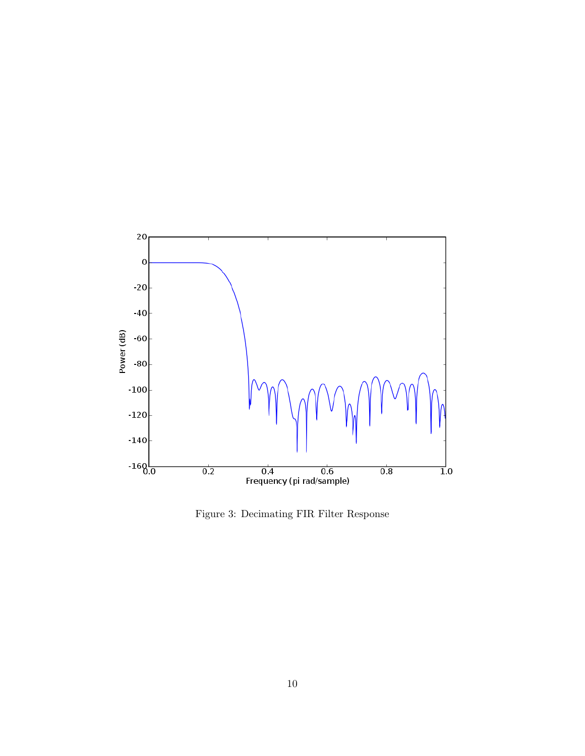Figure 3: Decimating FIR Filter Response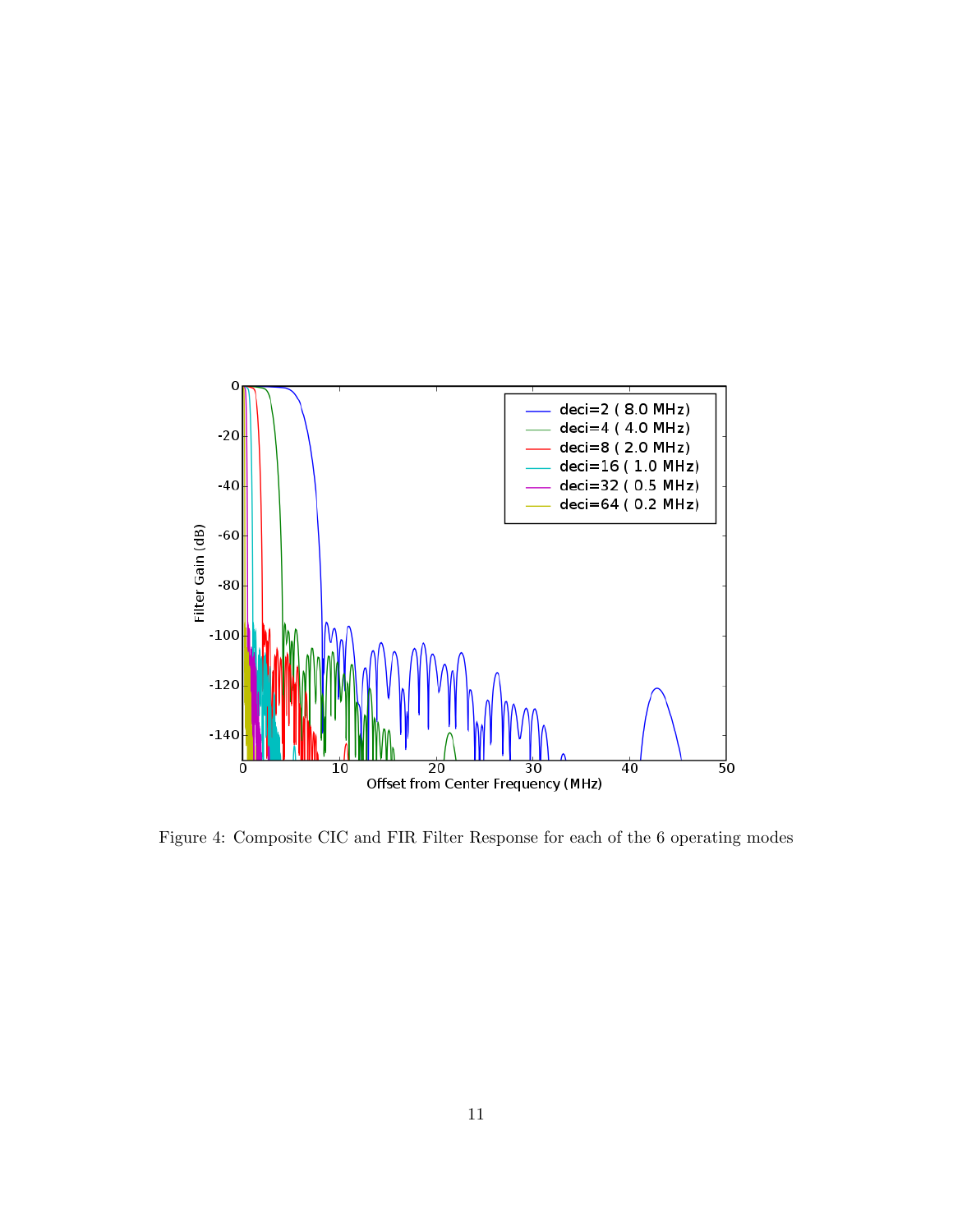Figure 4: Composite CIC and FIR Filter Response for each of the 6 operating modes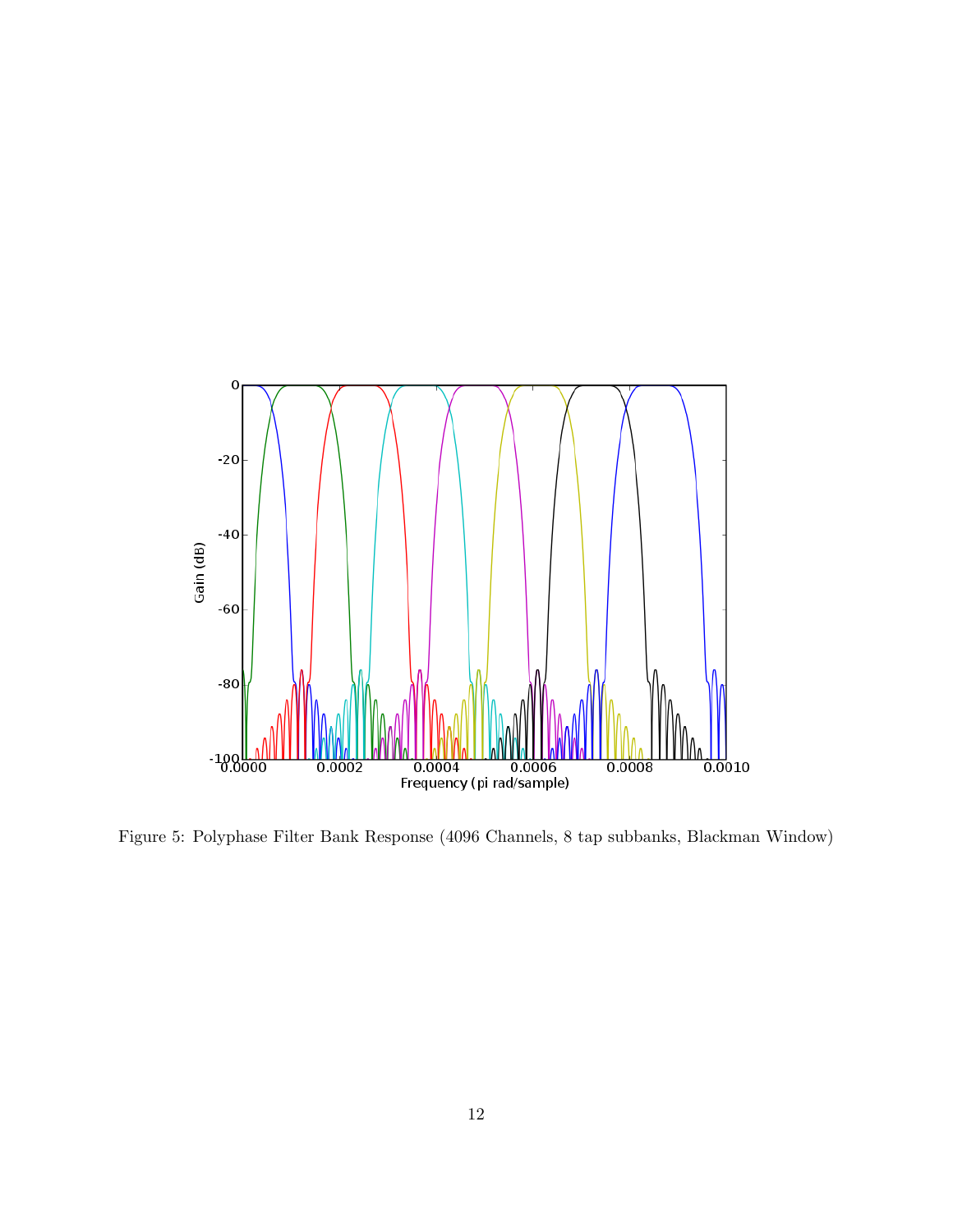Figure 5: Polyphase Filter Bank Response (4096 Channels, 8 tap subbanks, Blackman Window)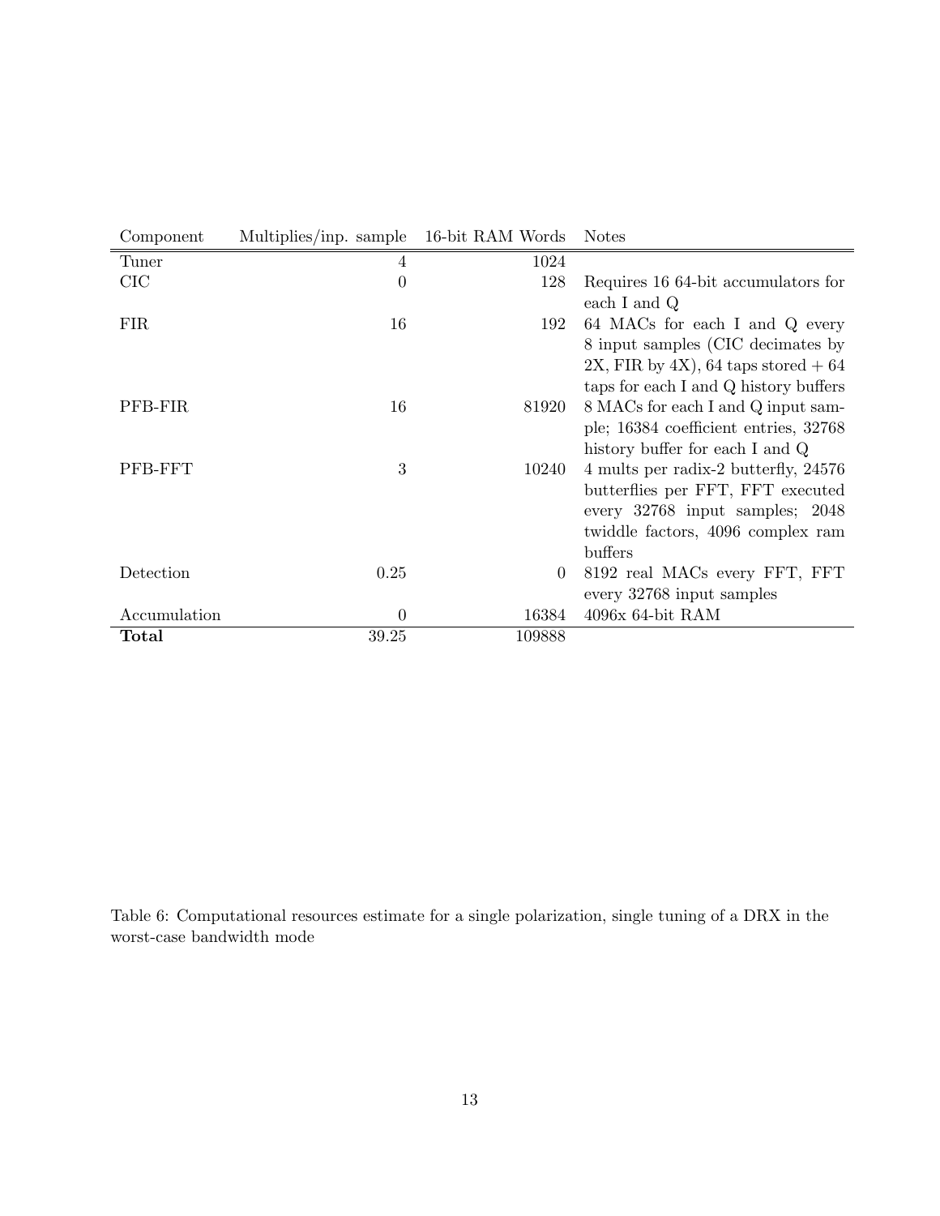| Component | Multiplies/inp. sample | 16-bit RAM Words | Notes |
|---|---|---|---|
| Tuner | 4 | 1024 | |
| CIC | 0 | 128 | Requires 16 64-bit accumulators for each I and Q |
| FIR | 16 | 192 | 64 MACs for each I and Q every 8 input samples (CIC decimates by 2X, FIR by 4X), 64 taps stored + 64 taps for each I and Q history buffers |
| PFB-FIR | 16 | 81920 | 8 MACs for each I and Q input sample; 16384 coefficient entries, 32768 history buffer for each I and Q |
| PFB-FFT | 3 | 10240 | 4 mults per radix-2 butterfly, 24576 butterflies per FFT, FFT executed every 32768 input samples; 2048 twiddle factors, 4096 complex ram buffers |
| Detection | 0.25 | 0 | 8192 real MACs every FFT, FFT every 32768 input samples |
| Accumulation | 0 | 16384 | 4096x 64-bit RAM |
| **Total** | 39.25 | 109888 | |

Table 6: Computational resources estimate for a single polarization, single tuning of a DRX in the worst-case bandwidth mode